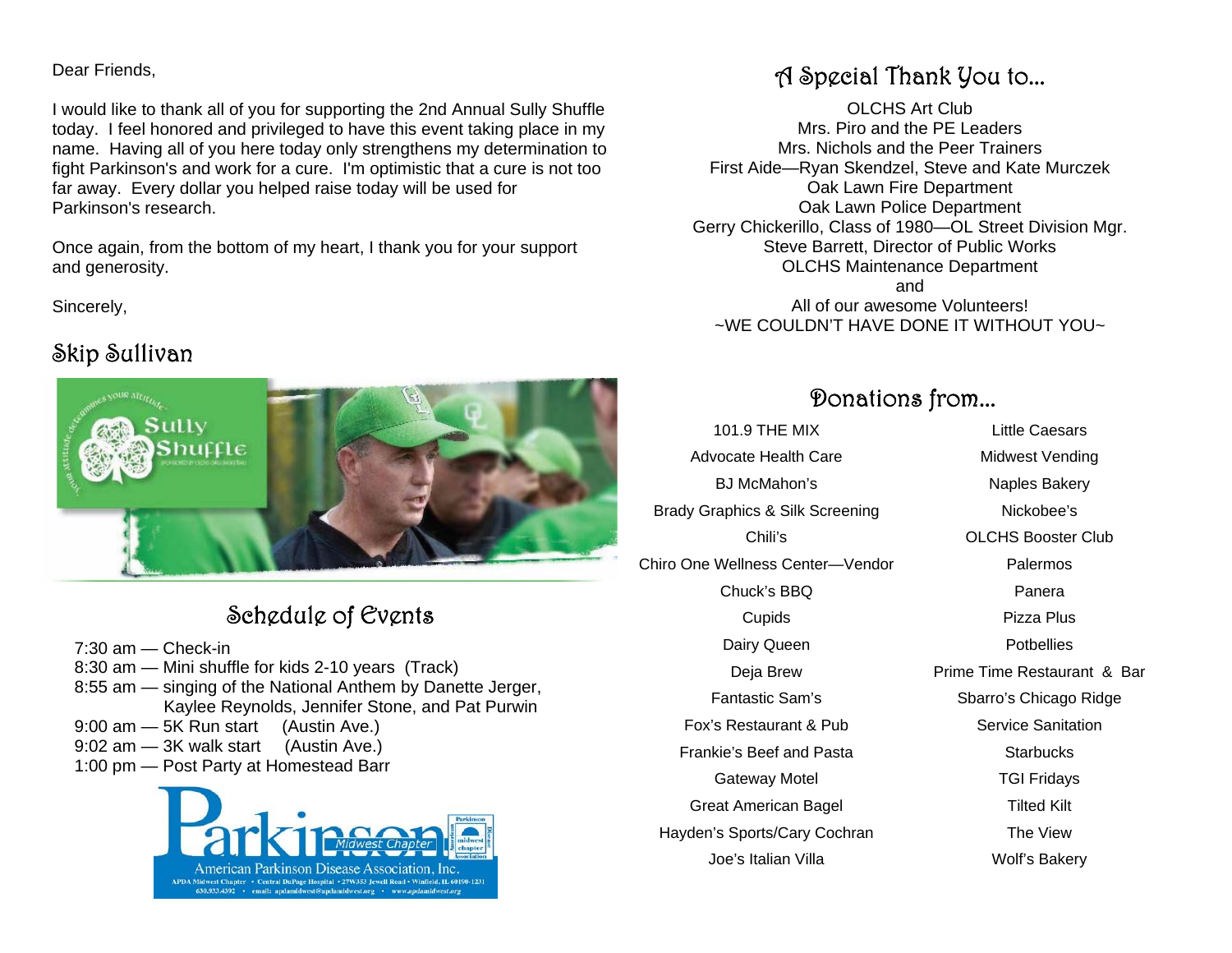Dear Friends,

I would like to thank all of you for supporting the 2nd Annual Sully Shuffle today. I feel honored and privileged to have this event taking place in my name. Having all of you here today only strengthens my determination to fight Parkinson's and work for a cure. I'm optimistic that a cure is not too far away. Every dollar you helped raise today will be used for Parkinson's research.

Once again, from the bottom of my heart, I thank you for your support and generosity.

Sincerely,

Skip Sullivan

## Schedule of Events

7:30 am — Check-in
8:30 am — Mini shuffle for kids 2-10 years (Track)
8:55 am — singing of the National Anthem by Danette Jerger, Kaylee Reynolds, Jennifer Stone, and Pat Purwin
9:00 am — 5K Run start (Austin Ave.)
9:02 am — 3K walk start (Austin Ave.)
1:00 pm — Post Party at Homestead Barr

Parkinson Midwest Chapter
American Parkinson Disease Association, Inc.
APDA Midwest Chapter • Central DuPage Hospital • 27W353 Jewell Road • Winfield, IL 60190-1231
630.933.4392 • email: apdamidwest@apdamidwest.org • www.apdamidwest.org

## A Special Thank You to...

OLCHS Art Club
Mrs. Piro and the PE Leaders
Mrs. Nichols and the Peer Trainers
First Aide—Ryan Skendzel, Steve and Kate Murczek
Oak Lawn Fire Department
Oak Lawn Police Department
Gerry Chickerillo, Class of 1980—OL Street Division Mgr.
Steve Barrett, Director of Public Works
OLCHS Maintenance Department
and
All of our awesome Volunteers!
~WE COULDN'T HAVE DONE IT WITHOUT YOU~

## Donations from...

101.9 THE MIX
Advocate Health Care
BJ McMahon's
Brady Graphics & Silk Screening
Chili's
Chiro One Wellness Center—Vendor
Chuck's BBQ
Cupids
Dairy Queen
Deja Brew
Fantastic Sam's
Fox's Restaurant & Pub
Frankie's Beef and Pasta
Gateway Motel
Great American Bagel
Hayden's Sports/Cary Cochran
Joe's Italian Villa
Little Caesars
Midwest Vending
Naples Bakery
Nickobee's
OLCHS Booster Club
Palermos
Panera
Pizza Plus
Potbellies
Prime Time Restaurant & Bar
Sbarro's Chicago Ridge
Service Sanitation
Starbucks
TGI Fridays
Tilted Kilt
The View
Wolf's Bakery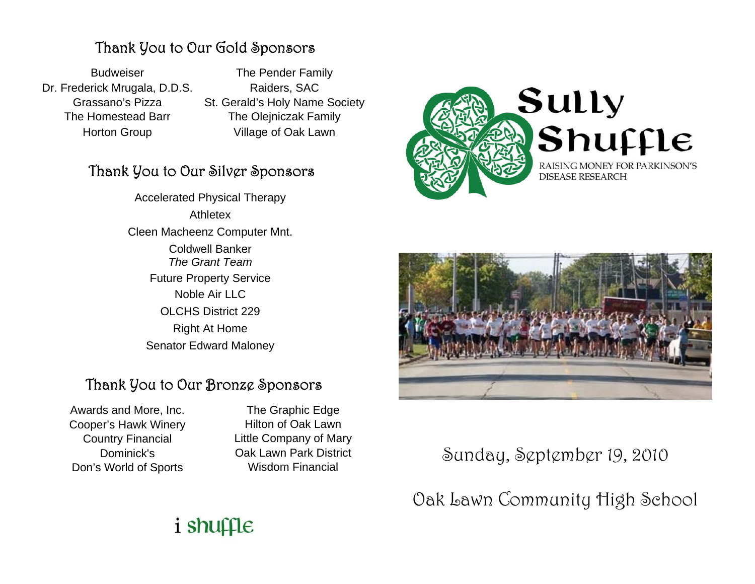## Thank You to Our Gold Sponsors

Budweiser
Dr. Frederick Mrugala, D.D.S.
Grassano's Pizza
The Homestead Barr
Horton Group
The Pender Family
Raiders, SAC
St. Gerald's Holy Name Society
The Olejniczak Family
Village of Oak Lawn

## Thank You to Our Silver Sponsors

Accelerated Physical Therapy
Athletex
Cleen Macheenz Computer Mnt.
Coldwell Banker
*The Grant Team*
Future Property Service
Noble Air LLC
OLCHS District 229
Right At Home
Senator Edward Maloney

## Thank You to Our Bronze Sponsors

Awards and More, Inc.
Cooper's Hawk Winery
Country Financial
Dominick's
Don's World of Sports
The Graphic Edge
Hilton of Oak Lawn
Little Company of Mary
Oak Lawn Park District
Wisdom Financial

i shuffle

# Sully Shuffle

RAISING MONEY FOR PARKINSON'S DISEASE RESEARCH

Sunday, September 19, 2010

Oak Lawn Community High School